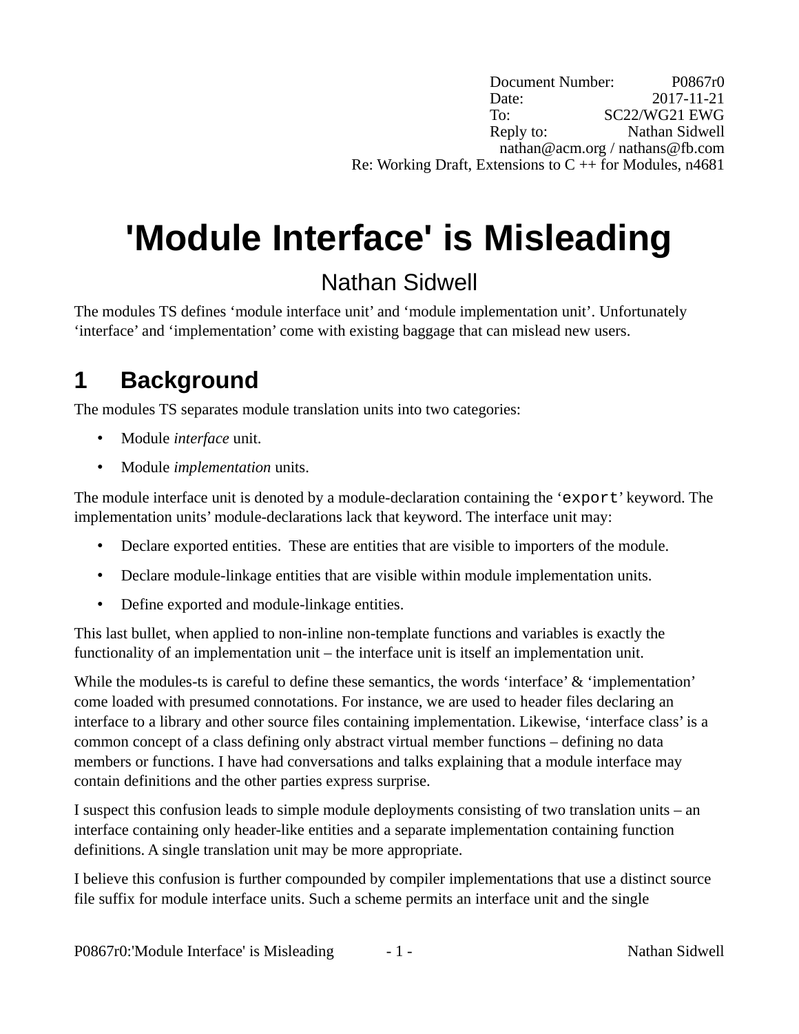Document Number: P0867r0
Date: 2017-11-21
To: SC22/WG21 EWG
Reply to: Nathan Sidwell
nathan@acm.org / nathans@fb.com
Re: Working Draft, Extensions to C ++ for Modules, n4681

# 'Module Interface' is Misleading

Nathan Sidwell

The modules TS defines 'module interface unit' and 'module implementation unit'. Unfortunately 'interface' and 'implementation' come with existing baggage that can mislead new users.

## 1 Background

The modules TS separates module translation units into two categories:

- Module *interface* unit.
- Module *implementation* units.

The module interface unit is denoted by a module-declaration containing the '`export`' keyword. The implementation units' module-declarations lack that keyword. The interface unit may:

- Declare exported entities. These are entities that are visible to importers of the module.
- Declare module-linkage entities that are visible within module implementation units.
- Define exported and module-linkage entities.

This last bullet, when applied to non-inline non-template functions and variables is exactly the functionality of an implementation unit – the interface unit is itself an implementation unit.

While the modules-ts is careful to define these semantics, the words 'interface' & 'implementation' come loaded with presumed connotations. For instance, we are used to header files declaring an interface to a library and other source files containing implementation. Likewise, 'interface class' is a common concept of a class defining only abstract virtual member functions – defining no data members or functions. I have had conversations and talks explaining that a module interface may contain definitions and the other parties express surprise.

I suspect this confusion leads to simple module deployments consisting of two translation units – an interface containing only header-like entities and a separate implementation containing function definitions. A single translation unit may be more appropriate.

I believe this confusion is further compounded by compiler implementations that use a distinct source file suffix for module interface units. Such a scheme permits an interface unit and the single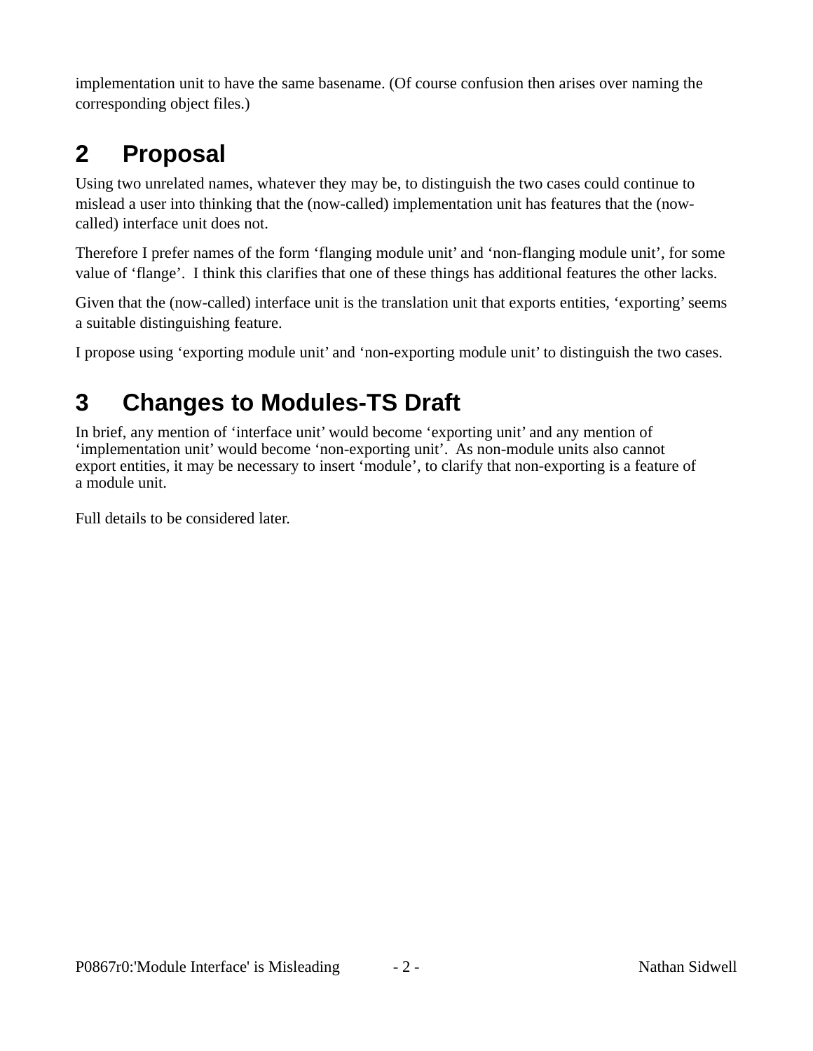implementation unit to have the same basename. (Of course confusion then arises over naming the corresponding object files.)

## 2 Proposal

Using two unrelated names, whatever they may be, to distinguish the two cases could continue to mislead a user into thinking that the (now-called) implementation unit has features that the (now-called) interface unit does not.

Therefore I prefer names of the form ‘flanging module unit’ and ‘non-flanging module unit’, for some value of ‘flange’. I think this clarifies that one of these things has additional features the other lacks.

Given that the (now-called) interface unit is the translation unit that exports entities, ‘exporting’ seems a suitable distinguishing feature.

I propose using ‘exporting module unit’ and ‘non-exporting module unit’ to distinguish the two cases.

## 3 Changes to Modules-TS Draft

In brief, any mention of ‘interface unit’ would become ‘exporting unit’ and any mention of ‘implementation unit’ would become ‘non-exporting unit’. As non-module units also cannot export entities, it may be necessary to insert ‘module’, to clarify that non-exporting is a feature of a module unit.

Full details to be considered later.